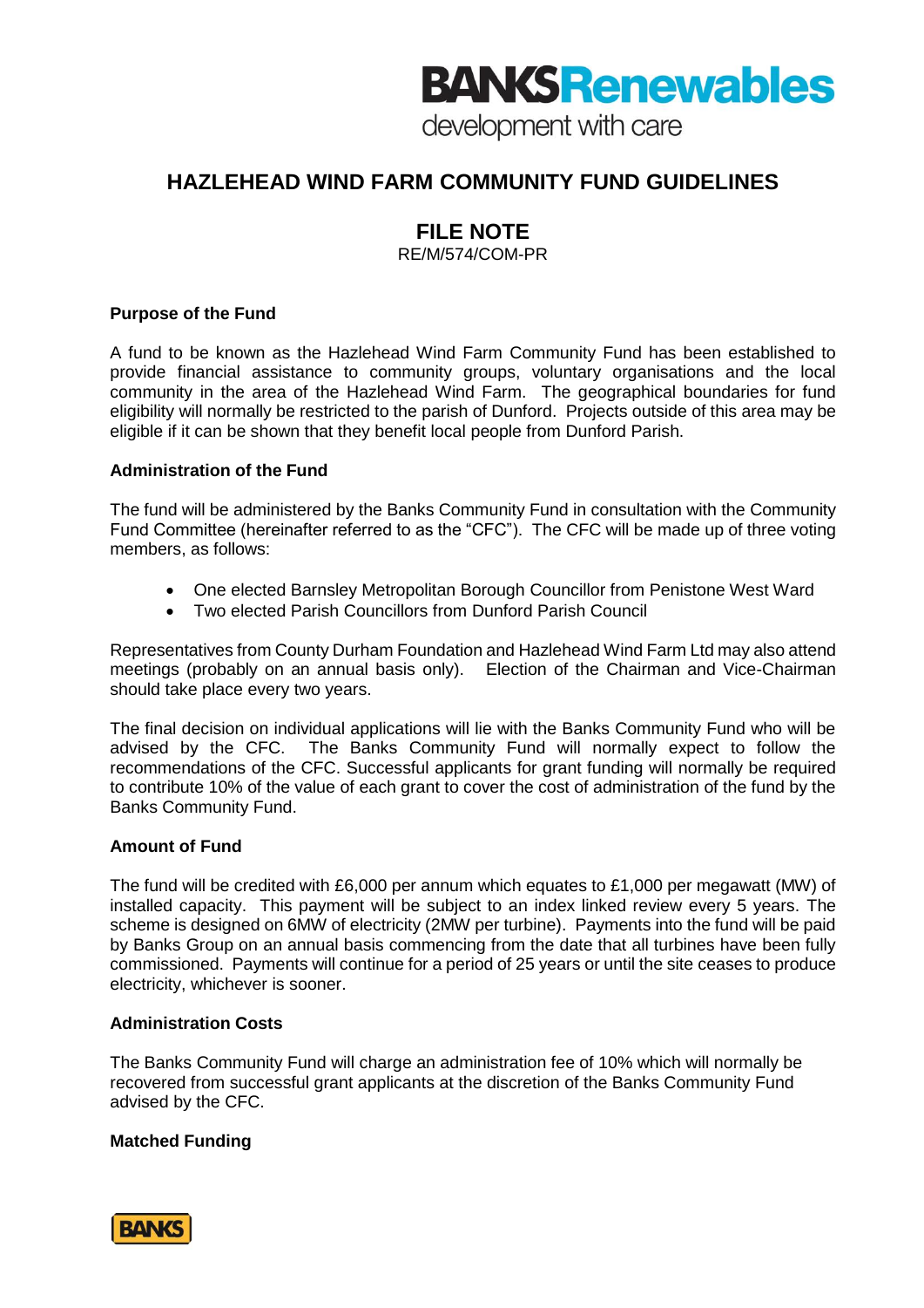BANKSRenewables
development with care

# HAZLEHEAD WIND FARM COMMUNITY FUND GUIDELINES

## FILE NOTE

RE/M/574/COM-PR

### Purpose of the Fund

A fund to be known as the Hazlehead Wind Farm Community Fund has been established to provide financial assistance to community groups, voluntary organisations and the local community in the area of the Hazlehead Wind Farm. The geographical boundaries for fund eligibility will normally be restricted to the parish of Dunford. Projects outside of this area may be eligible if it can be shown that they benefit local people from Dunford Parish.

### Administration of the Fund

The fund will be administered by the Banks Community Fund in consultation with the Community Fund Committee (hereinafter referred to as the "CFC"). The CFC will be made up of three voting members, as follows:

- One elected Barnsley Metropolitan Borough Councillor from Penistone West Ward
- Two elected Parish Councillors from Dunford Parish Council

Representatives from County Durham Foundation and Hazlehead Wind Farm Ltd may also attend meetings (probably on an annual basis only). Election of the Chairman and Vice-Chairman should take place every two years.

The final decision on individual applications will lie with the Banks Community Fund who will be advised by the CFC. The Banks Community Fund will normally expect to follow the recommendations of the CFC. Successful applicants for grant funding will normally be required to contribute 10% of the value of each grant to cover the cost of administration of the fund by the Banks Community Fund.

### Amount of Fund

The fund will be credited with £6,000 per annum which equates to £1,000 per megawatt (MW) of installed capacity. This payment will be subject to an index linked review every 5 years. The scheme is designed on 6MW of electricity (2MW per turbine). Payments into the fund will be paid by Banks Group on an annual basis commencing from the date that all turbines have been fully commissioned. Payments will continue for a period of 25 years or until the site ceases to produce electricity, whichever is sooner.

### Administration Costs

The Banks Community Fund will charge an administration fee of 10% which will normally be recovered from successful grant applicants at the discretion of the Banks Community Fund advised by the CFC.

### Matched Funding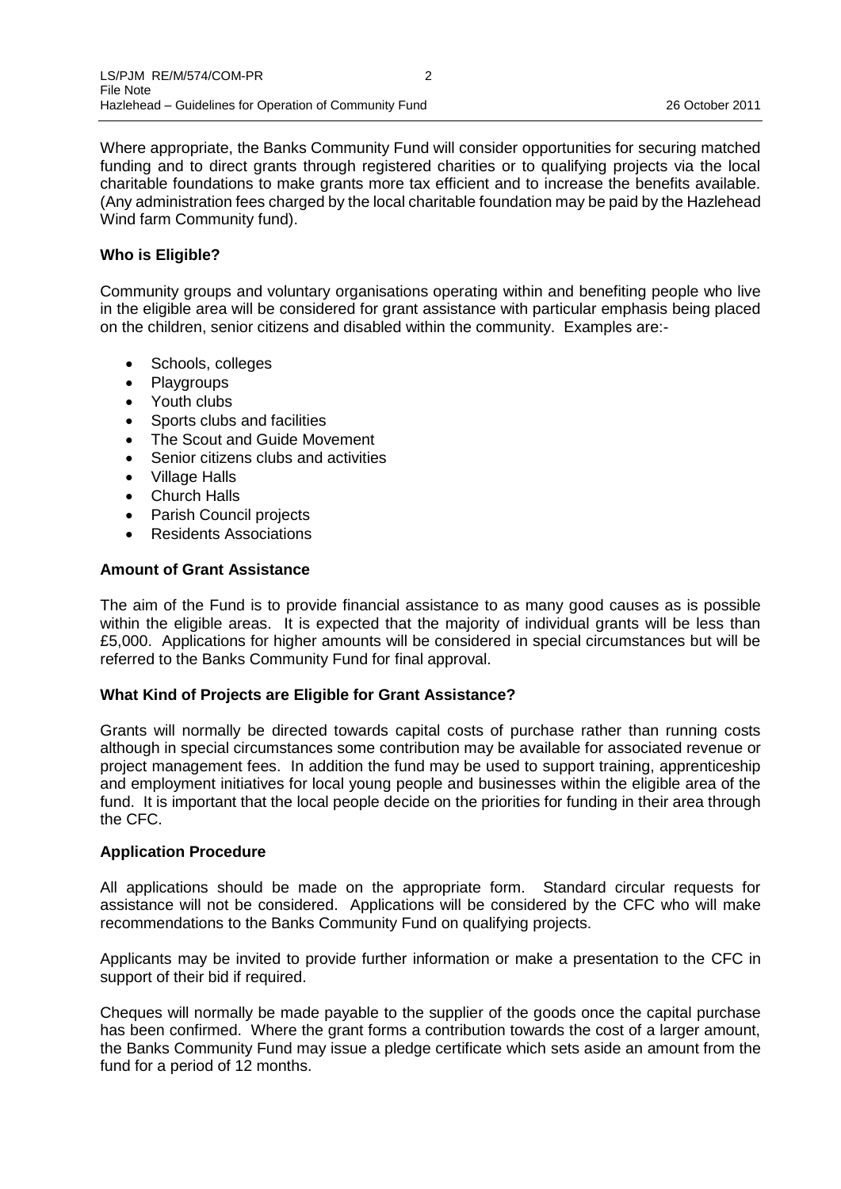Where appropriate, the Banks Community Fund will consider opportunities for securing matched funding and to direct grants through registered charities or to qualifying projects via the local charitable foundations to make grants more tax efficient and to increase the benefits available. (Any administration fees charged by the local charitable foundation may be paid by the Hazlehead Wind farm Community fund).

**Who is Eligible?**

Community groups and voluntary organisations operating within and benefiting people who live in the eligible area will be considered for grant assistance with particular emphasis being placed on the children, senior citizens and disabled within the community. Examples are:-

- Schools, colleges
- Playgroups
- Youth clubs
- Sports clubs and facilities
- The Scout and Guide Movement
- Senior citizens clubs and activities
- Village Halls
- Church Halls
- Parish Council projects
- Residents Associations

**Amount of Grant Assistance**

The aim of the Fund is to provide financial assistance to as many good causes as is possible within the eligible areas. It is expected that the majority of individual grants will be less than £5,000. Applications for higher amounts will be considered in special circumstances but will be referred to the Banks Community Fund for final approval.

**What Kind of Projects are Eligible for Grant Assistance?**

Grants will normally be directed towards capital costs of purchase rather than running costs although in special circumstances some contribution may be available for associated revenue or project management fees. In addition the fund may be used to support training, apprenticeship and employment initiatives for local young people and businesses within the eligible area of the fund. It is important that the local people decide on the priorities for funding in their area through the CFC.

**Application Procedure**

All applications should be made on the appropriate form. Standard circular requests for assistance will not be considered. Applications will be considered by the CFC who will make recommendations to the Banks Community Fund on qualifying projects.

Applicants may be invited to provide further information or make a presentation to the CFC in support of their bid if required.

Cheques will normally be made payable to the supplier of the goods once the capital purchase has been confirmed. Where the grant forms a contribution towards the cost of a larger amount, the Banks Community Fund may issue a pledge certificate which sets aside an amount from the fund for a period of 12 months.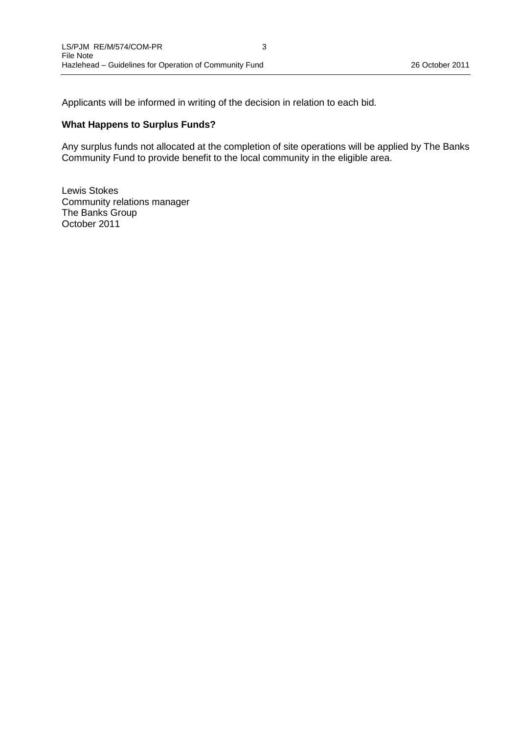Applicants will be informed in writing of the decision in relation to each bid.

**What Happens to Surplus Funds?**

Any surplus funds not allocated at the completion of site operations will be applied by The Banks Community Fund to provide benefit to the local community in the eligible area.

Lewis Stokes
Community relations manager
The Banks Group
October 2011